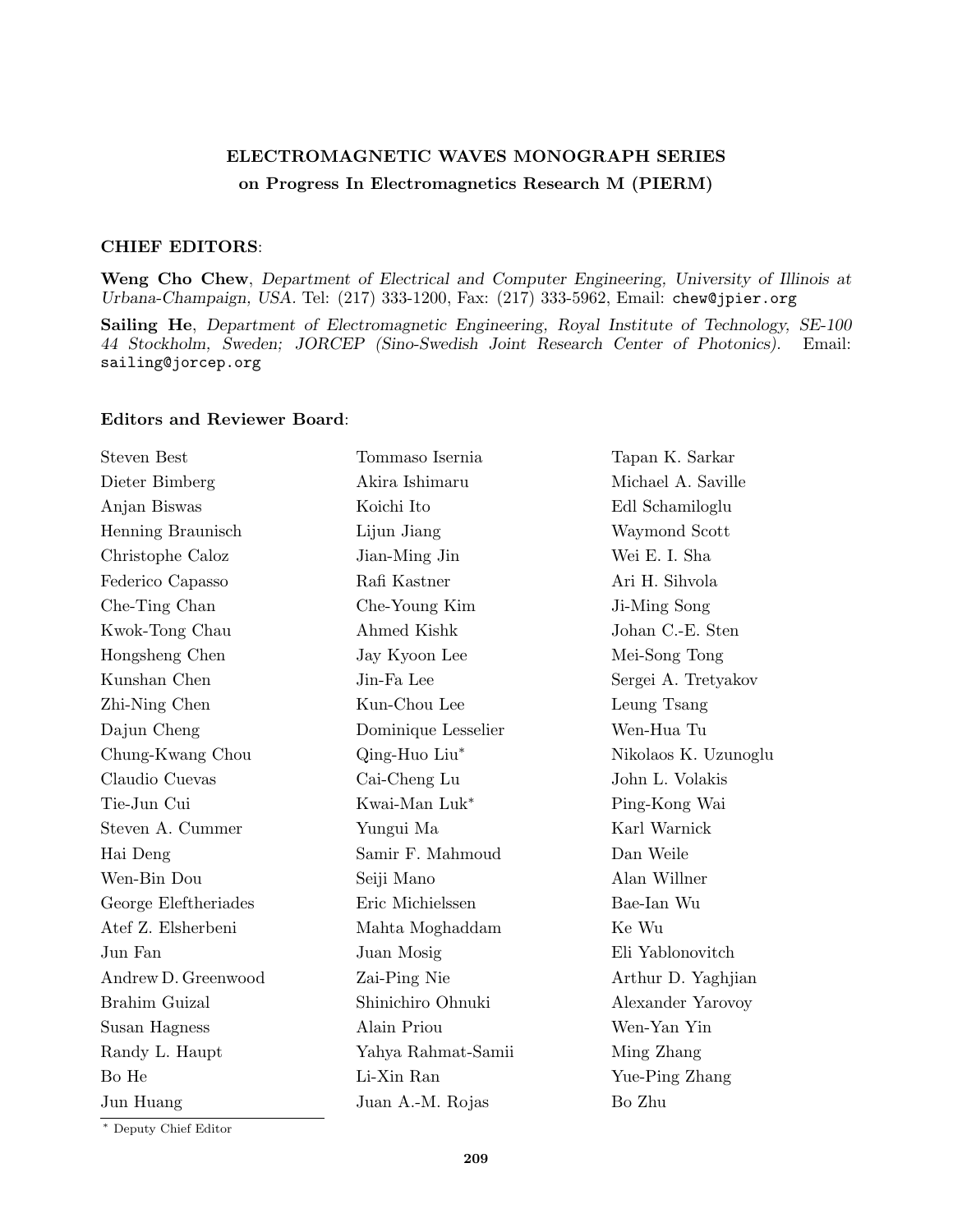# ELECTROMAGNETIC WAVES MONOGRAPH SERIES

## on Progress In Electromagnetics Research M (PIERM)

### CHIEF EDITORS:

**Weng Cho Chew**, *Department of Electrical and Computer Engineering, University of Illinois at Urbana-Champaign, USA.* Tel: (217) 333-1200, Fax: (217) 333-5962, Email: chew@jpier.org

**Sailing He**, *Department of Electromagnetic Engineering, Royal Institute of Technology, SE-100 44 Stockholm, Sweden; JORCEP (Sino-Swedish Joint Research Center of Photonics).* Email: sailing@jorcep.org

### Editors and Reviewer Board:

Steven Best
Dieter Bimberg
Anjan Biswas
Henning Braunisch
Christophe Caloz
Federico Capasso
Che-Ting Chan
Kwok-Tong Chau
Hongsheng Chen
Kunshan Chen
Zhi-Ning Chen
Dajun Cheng
Chung-Kwang Chou
Claudio Cuevas
Tie-Jun Cui
Steven A. Cummer
Hai Deng
Wen-Bin Dou
George Eleftheriades
Atef Z. Elsherbeni
Jun Fan
Andrew D. Greenwood
Brahim Guizal
Susan Hagness
Randy L. Haupt
Bo He
Jun Huang
Tommaso Isernia
Akira Ishimaru
Koichi Ito
Lijun Jiang
Jian-Ming Jin
Rafi Kastner
Che-Young Kim
Ahmed Kishk
Jay Kyoon Lee
Jin-Fa Lee
Kun-Chou Lee
Dominique Lesselier
Qing-Huo Liu*
Cai-Cheng Lu
Kwai-Man Luk*
Yungui Ma
Samir F. Mahmoud
Seiji Mano
Eric Michielssen
Mahta Moghaddam
Juan Mosig
Zai-Ping Nie
Shinichiro Ohnuki
Alain Priou
Yahya Rahmat-Samii
Li-Xin Ran
Juan A.-M. Rojas
Tapan K. Sarkar
Michael A. Saville
Edl Schamiloglu
Waymond Scott
Wei E. I. Sha
Ari H. Sihvola
Ji-Ming Song
Johan C.-E. Sten
Mei-Song Tong
Sergei A. Tretyakov
Leung Tsang
Wen-Hua Tu
Nikolaos K. Uzunoglu
John L. Volakis
Ping-Kong Wai
Karl Warnick
Dan Weile
Alan Willner
Bae-Ian Wu
Ke Wu
Eli Yablonovitch
Arthur D. Yaghjian
Alexander Yarovoy
Wen-Yan Yin
Ming Zhang
Yue-Ping Zhang
Bo Zhu

* Deputy Chief Editor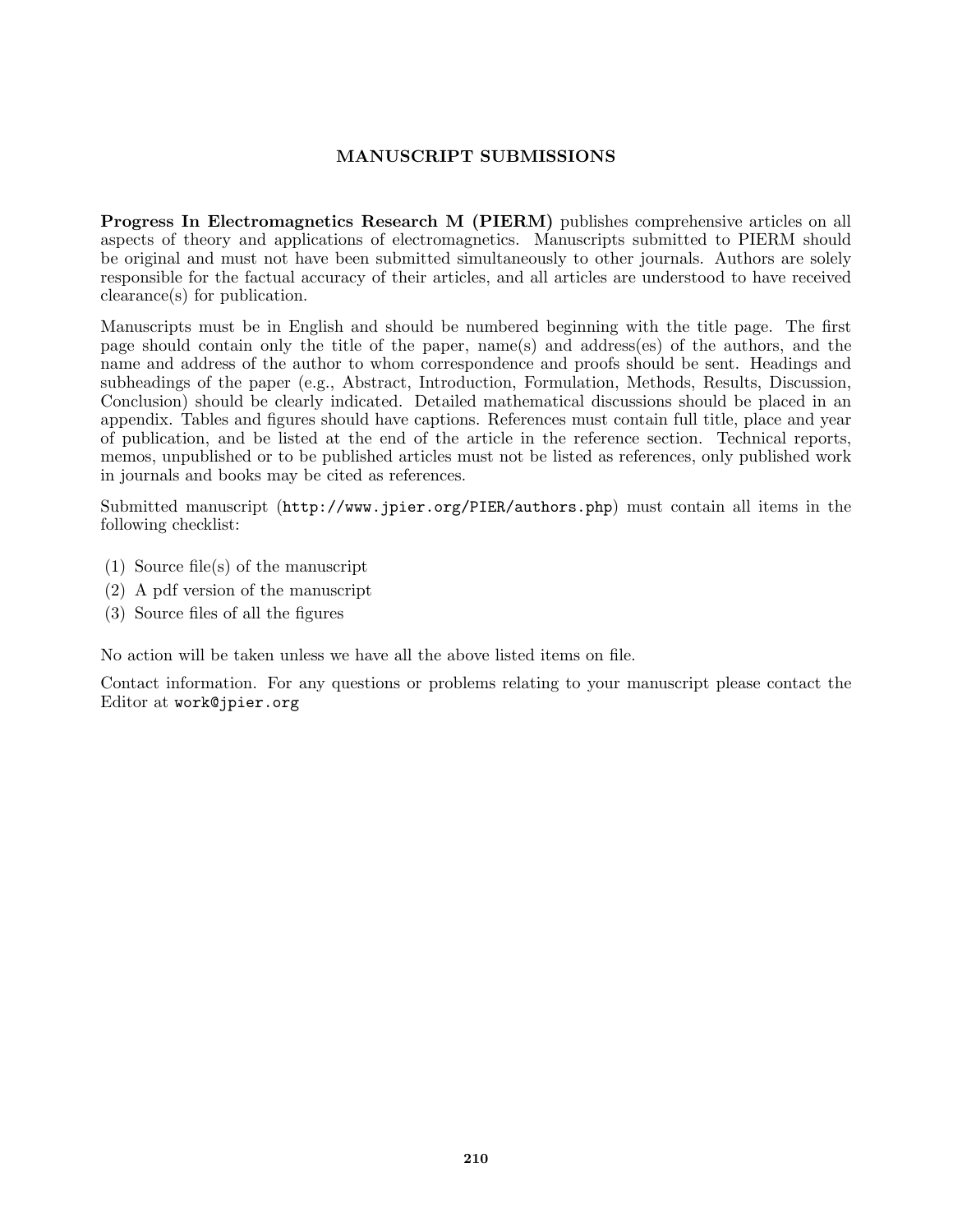## MANUSCRIPT SUBMISSIONS

**Progress In Electromagnetics Research M (PIERM)** publishes comprehensive articles on all aspects of theory and applications of electromagnetics. Manuscripts submitted to PIERM should be original and must not have been submitted simultaneously to other journals. Authors are solely responsible for the factual accuracy of their articles, and all articles are understood to have received clearance(s) for publication.

Manuscripts must be in English and should be numbered beginning with the title page. The first page should contain only the title of the paper, name(s) and address(es) of the authors, and the name and address of the author to whom correspondence and proofs should be sent. Headings and subheadings of the paper (e.g., Abstract, Introduction, Formulation, Methods, Results, Discussion, Conclusion) should be clearly indicated. Detailed mathematical discussions should be placed in an appendix. Tables and figures should have captions. References must contain full title, place and year of publication, and be listed at the end of the article in the reference section. Technical reports, memos, unpublished or to be published articles must not be listed as references, only published work in journals and books may be cited as references.

Submitted manuscript (`http://www.jpier.org/PIER/authors.php`) must contain all items in the following checklist:

(1) Source file(s) of the manuscript
(2) A pdf version of the manuscript
(3) Source files of all the figures

No action will be taken unless we have all the above listed items on file.

Contact information. For any questions or problems relating to your manuscript please contact the Editor at `work@jpier.org`